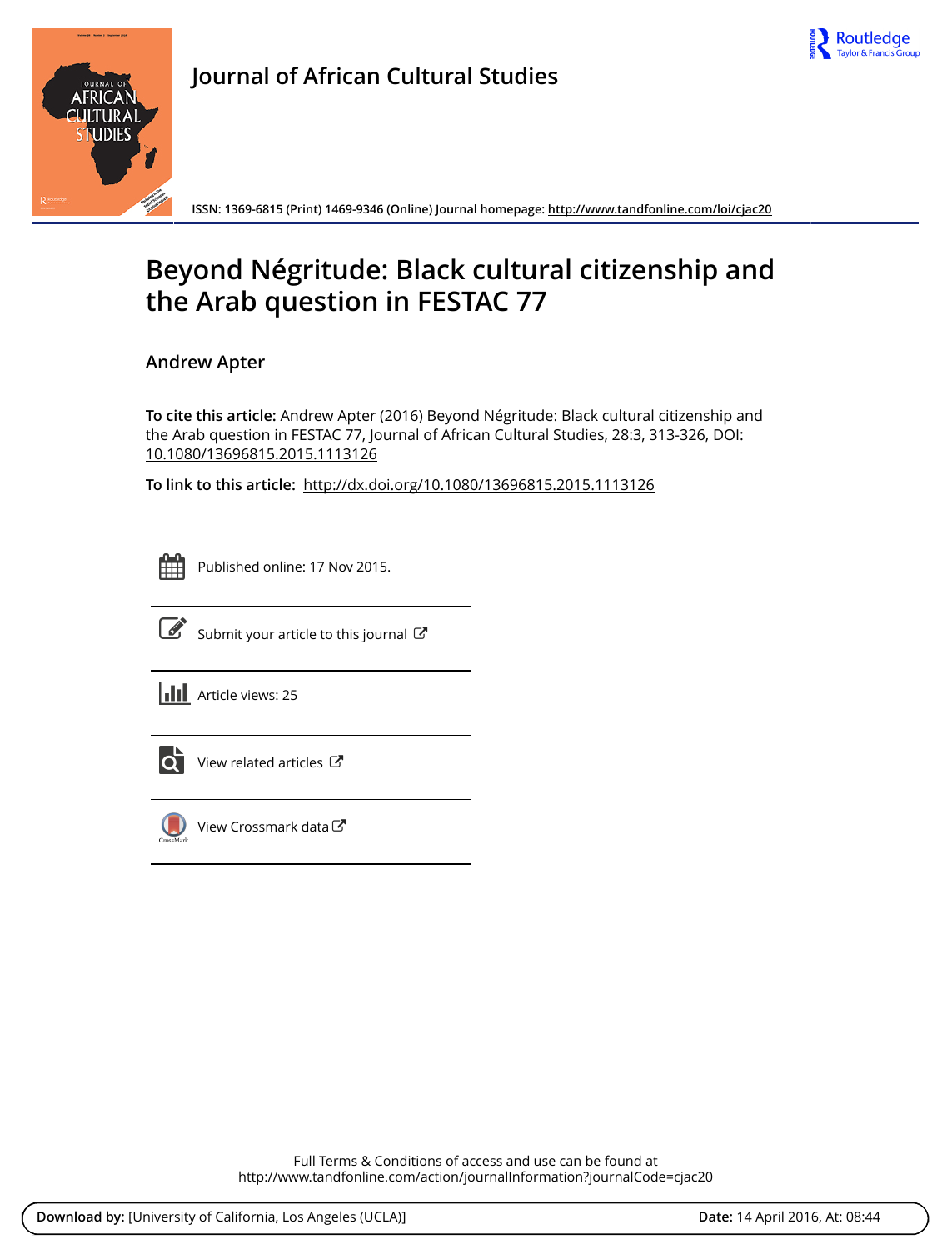Journal of African Cultural Studies

ISSN: 1369-6815 (Print) 1469-9346 (Online) Journal homepage: http://www.tandfonline.com/loi/cjac20

# Beyond Négritude: Black cultural citizenship and the Arab question in FESTAC 77

Andrew Apter

**To cite this article:** Andrew Apter (2016) Beyond Négritude: Black cultural citizenship and the Arab question in FESTAC 77, Journal of African Cultural Studies, 28:3, 313-326, DOI: 10.1080/13696815.2015.1113126

**To link to this article:** http://dx.doi.org/10.1080/13696815.2015.1113126

Published online: 17 Nov 2015.

Submit your article to this journal

Article views: 25

View related articles

View Crossmark data

Full Terms & Conditions of access and use can be found at
http://www.tandfonline.com/action/journalInformation?journalCode=cjac20

**Download by:** [University of California, Los Angeles (UCLA)] **Date:** 14 April 2016, At: 08:44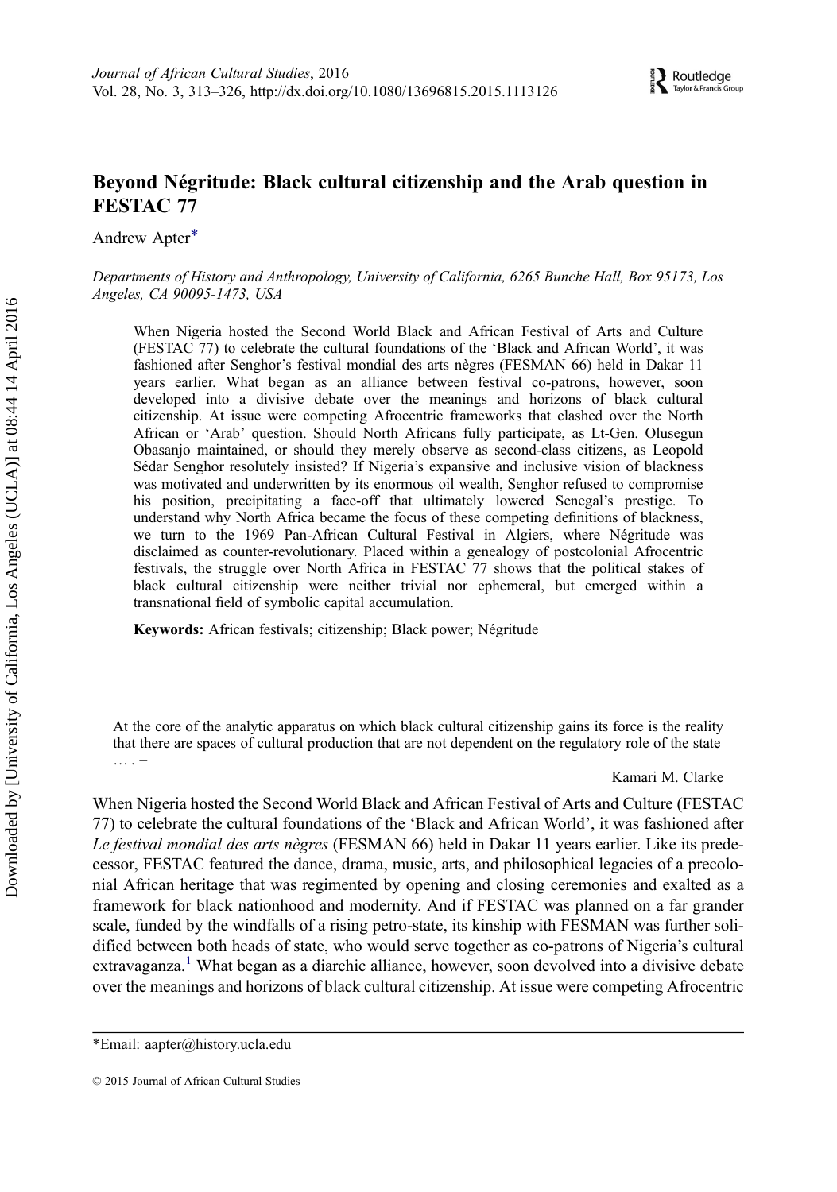# Beyond Négritude: Black cultural citizenship and the Arab question in FESTAC 77

Andrew Apter*

*Departments of History and Anthropology, University of California, 6265 Bunche Hall, Box 95173, Los Angeles, CA 90095-1473, USA*

When Nigeria hosted the Second World Black and African Festival of Arts and Culture (FESTAC 77) to celebrate the cultural foundations of the 'Black and African World', it was fashioned after Senghor's festival mondial des arts nègres (FESMAN 66) held in Dakar 11 years earlier. What began as an alliance between festival co-patrons, however, soon developed into a divisive debate over the meanings and horizons of black cultural citizenship. At issue were competing Afrocentric frameworks that clashed over the North African or 'Arab' question. Should North Africans fully participate, as Lt-Gen. Olusegun Obasanjo maintained, or should they merely observe as second-class citizens, as Leopold Sédar Senghor resolutely insisted? If Nigeria's expansive and inclusive vision of blackness was motivated and underwritten by its enormous oil wealth, Senghor refused to compromise his position, precipitating a face-off that ultimately lowered Senegal's prestige. To understand why North Africa became the focus of these competing definitions of blackness, we turn to the 1969 Pan-African Cultural Festival in Algiers, where Négritude was disclaimed as counter-revolutionary. Placed within a genealogy of postcolonial Afrocentric festivals, the struggle over North Africa in FESTAC 77 shows that the political stakes of black cultural citizenship were neither trivial nor ephemeral, but emerged within a transnational field of symbolic capital accumulation.

**Keywords:** African festivals; citizenship; Black power; Négritude

> At the core of the analytic apparatus on which black cultural citizenship gains its force is the reality that there are spaces of cultural production that are not dependent on the regulatory role of the state … . –
>
> Kamari M. Clarke

When Nigeria hosted the Second World Black and African Festival of Arts and Culture (FESTAC 77) to celebrate the cultural foundations of the 'Black and African World', it was fashioned after *Le festival mondial des arts nègres* (FESMAN 66) held in Dakar 11 years earlier. Like its predecessor, FESTAC featured the dance, drama, music, arts, and philosophical legacies of a precolonial African heritage that was regimented by opening and closing ceremonies and exalted as a framework for black nationhood and modernity. And if FESTAC was planned on a far grander scale, funded by the windfalls of a rising petro-state, its kinship with FESMAN was further solidified between both heads of state, who would serve together as co-patrons of Nigeria's cultural extravaganza.[1] What began as a diarchic alliance, however, soon devolved into a divisive debate over the meanings and horizons of black cultural citizenship. At issue were competing Afrocentric

*Email: aapter@history.ucla.edu

© 2015 Journal of African Cultural Studies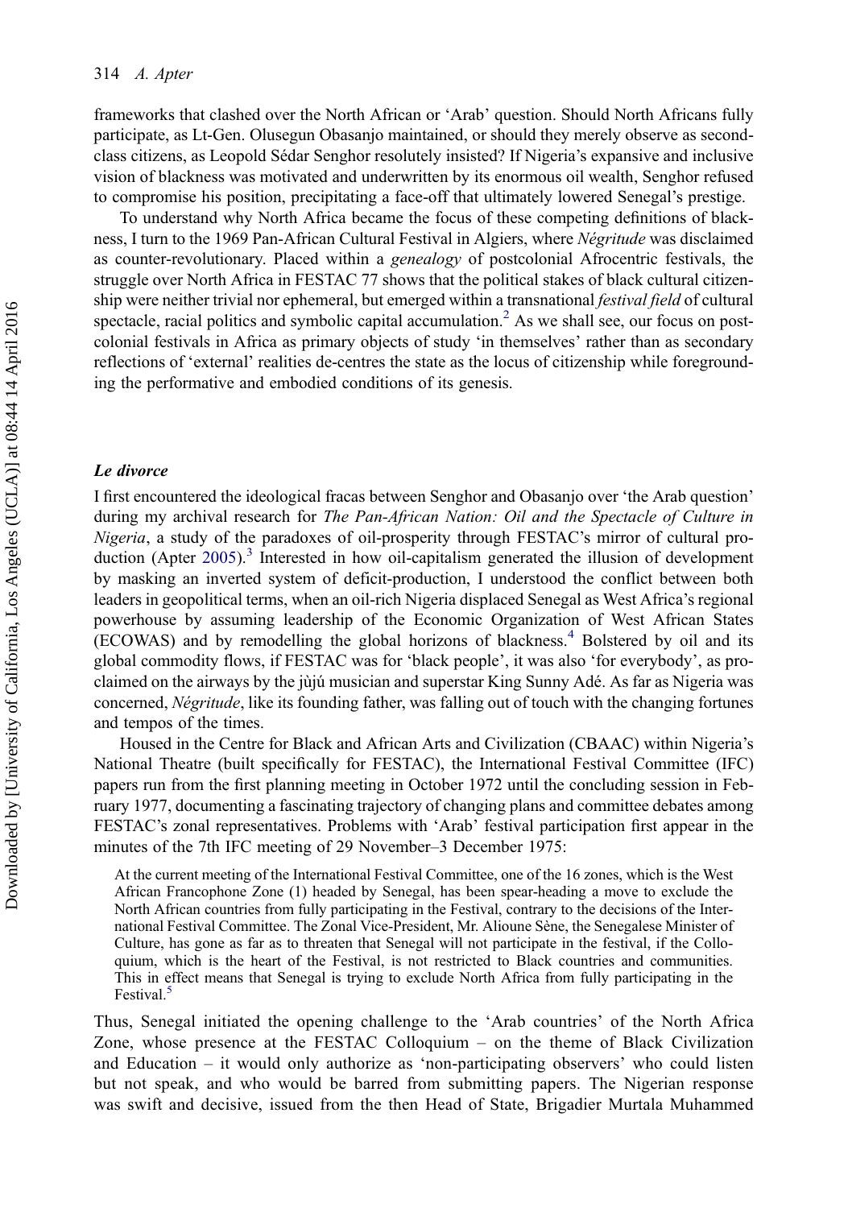frameworks that clashed over the North African or 'Arab' question. Should North Africans fully participate, as Lt-Gen. Olusegun Obasanjo maintained, or should they merely observe as second-class citizens, as Leopold Sédar Senghor resolutely insisted? If Nigeria's expansive and inclusive vision of blackness was motivated and underwritten by its enormous oil wealth, Senghor refused to compromise his position, precipitating a face-off that ultimately lowered Senegal's prestige.

To understand why North Africa became the focus of these competing definitions of blackness, I turn to the 1969 Pan-African Cultural Festival in Algiers, where *Négritude* was disclaimed as counter-revolutionary. Placed within a *genealogy* of postcolonial Afrocentric festivals, the struggle over North Africa in FESTAC 77 shows that the political stakes of black cultural citizenship were neither trivial nor ephemeral, but emerged within a transnational *festival field* of cultural spectacle, racial politics and symbolic capital accumulation.[2] As we shall see, our focus on postcolonial festivals in Africa as primary objects of study 'in themselves' rather than as secondary reflections of 'external' realities de-centres the state as the locus of citizenship while foregrounding the performative and embodied conditions of its genesis.

### *Le divorce*

I first encountered the ideological fracas between Senghor and Obasanjo over 'the Arab question' during my archival research for *The Pan-African Nation: Oil and the Spectacle of Culture in Nigeria*, a study of the paradoxes of oil-prosperity through FESTAC's mirror of cultural production (Apter 2005).[3] Interested in how oil-capitalism generated the illusion of development by masking an inverted system of deficit-production, I understood the conflict between both leaders in geopolitical terms, when an oil-rich Nigeria displaced Senegal as West Africa's regional powerhouse by assuming leadership of the Economic Organization of West African States (ECOWAS) and by remodelling the global horizons of blackness.[4] Bolstered by oil and its global commodity flows, if FESTAC was for 'black people', it was also 'for everybody', as proclaimed on the airways by the jùjú musician and superstar King Sunny Adé. As far as Nigeria was concerned, *Négritude*, like its founding father, was falling out of touch with the changing fortunes and tempos of the times.

Housed in the Centre for Black and African Arts and Civilization (CBAAC) within Nigeria's National Theatre (built specifically for FESTAC), the International Festival Committee (IFC) papers run from the first planning meeting in October 1972 until the concluding session in February 1977, documenting a fascinating trajectory of changing plans and committee debates among FESTAC's zonal representatives. Problems with 'Arab' festival participation first appear in the minutes of the 7th IFC meeting of 29 November–3 December 1975:

> At the current meeting of the International Festival Committee, one of the 16 zones, which is the West African Francophone Zone (1) headed by Senegal, has been spear-heading a move to exclude the North African countries from fully participating in the Festival, contrary to the decisions of the International Festival Committee. The Zonal Vice-President, Mr. Alioune Sène, the Senegalese Minister of Culture, has gone as far as to threaten that Senegal will not participate in the festival, if the Colloquium, which is the heart of the Festival, is not restricted to Black countries and communities. This in effect means that Senegal is trying to exclude North Africa from fully participating in the Festival.[5]

Thus, Senegal initiated the opening challenge to the 'Arab countries' of the North Africa Zone, whose presence at the FESTAC Colloquium – on the theme of Black Civilization and Education – it would only authorize as 'non-participating observers' who could listen but not speak, and who would be barred from submitting papers. The Nigerian response was swift and decisive, issued from the then Head of State, Brigadier Murtala Muhammed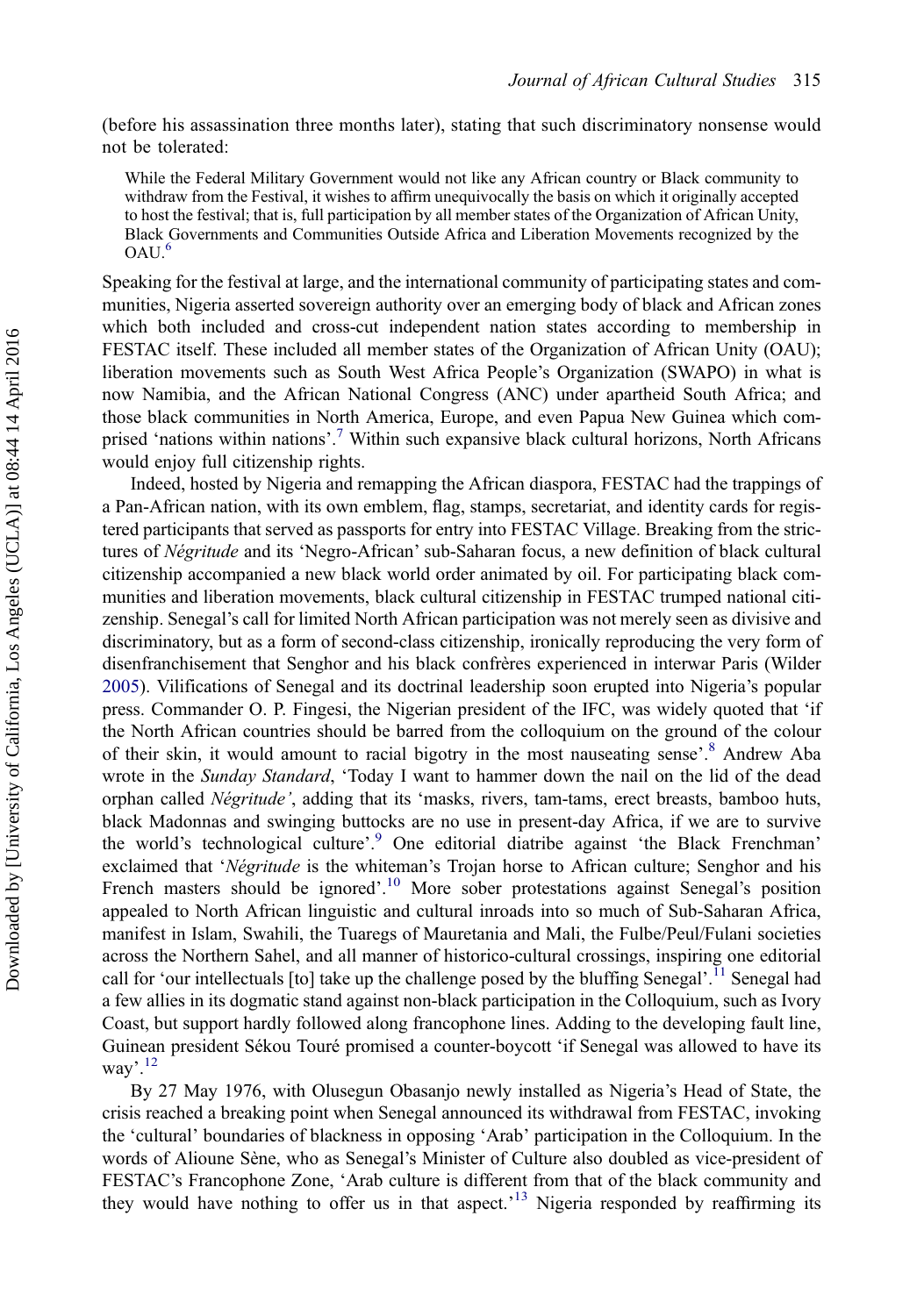(before his assassination three months later), stating that such discriminatory nonsense would not be tolerated:

> While the Federal Military Government would not like any African country or Black community to withdraw from the Festival, it wishes to affirm unequivocally the basis on which it originally accepted to host the festival; that is, full participation by all member states of the Organization of African Unity, Black Governments and Communities Outside Africa and Liberation Movements recognized by the OAU.[6]

Speaking for the festival at large, and the international community of participating states and communities, Nigeria asserted sovereign authority over an emerging body of black and African zones which both included and cross-cut independent nation states according to membership in FESTAC itself. These included all member states of the Organization of African Unity (OAU); liberation movements such as South West Africa People's Organization (SWAPO) in what is now Namibia, and the African National Congress (ANC) under apartheid South Africa; and those black communities in North America, Europe, and even Papua New Guinea which comprised 'nations within nations'.[7] Within such expansive black cultural horizons, North Africans would enjoy full citizenship rights.

Indeed, hosted by Nigeria and remapping the African diaspora, FESTAC had the trappings of a Pan-African nation, with its own emblem, flag, stamps, secretariat, and identity cards for registered participants that served as passports for entry into FESTAC Village. Breaking from the strictures of *Négritude* and its 'Negro-African' sub-Saharan focus, a new definition of black cultural citizenship accompanied a new black world order animated by oil. For participating black communities and liberation movements, black cultural citizenship in FESTAC trumped national citizenship. Senegal's call for limited North African participation was not merely seen as divisive and discriminatory, but as a form of second-class citizenship, ironically reproducing the very form of disenfranchisement that Senghor and his black confrères experienced in interwar Paris (Wilder 2005). Vilifications of Senegal and its doctrinal leadership soon erupted into Nigeria's popular press. Commander O. P. Fingesi, the Nigerian president of the IFC, was widely quoted that 'if the North African countries should be barred from the colloquium on the ground of the colour of their skin, it would amount to racial bigotry in the most nauseating sense'.[8] Andrew Aba wrote in the *Sunday Standard*, 'Today I want to hammer down the nail on the lid of the dead orphan called *Négritude*', adding that its 'masks, rivers, tam-tams, erect breasts, bamboo huts, black Madonnas and swinging buttocks are no use in present-day Africa, if we are to survive the world's technological culture'.[9] One editorial diatribe against 'the Black Frenchman' exclaimed that '*Négritude* is the whiteman's Trojan horse to African culture; Senghor and his French masters should be ignored'.[10] More sober protestations against Senegal's position appealed to North African linguistic and cultural inroads into so much of Sub-Saharan Africa, manifest in Islam, Swahili, the Tuaregs of Mauretania and Mali, the Fulbe/Peul/Fulani societies across the Northern Sahel, and all manner of historico-cultural crossings, inspiring one editorial call for 'our intellectuals [to] take up the challenge posed by the bluffing Senegal'.[11] Senegal had a few allies in its dogmatic stand against non-black participation in the Colloquium, such as Ivory Coast, but support hardly followed along francophone lines. Adding to the developing fault line, Guinean president Sékou Touré promised a counter-boycott 'if Senegal was allowed to have its way'.[12]

By 27 May 1976, with Olusegun Obasanjo newly installed as Nigeria's Head of State, the crisis reached a breaking point when Senegal announced its withdrawal from FESTAC, invoking the 'cultural' boundaries of blackness in opposing 'Arab' participation in the Colloquium. In the words of Alioune Sène, who as Senegal's Minister of Culture also doubled as vice-president of FESTAC's Francophone Zone, 'Arab culture is different from that of the black community and they would have nothing to offer us in that aspect.'[13] Nigeria responded by reaffirming its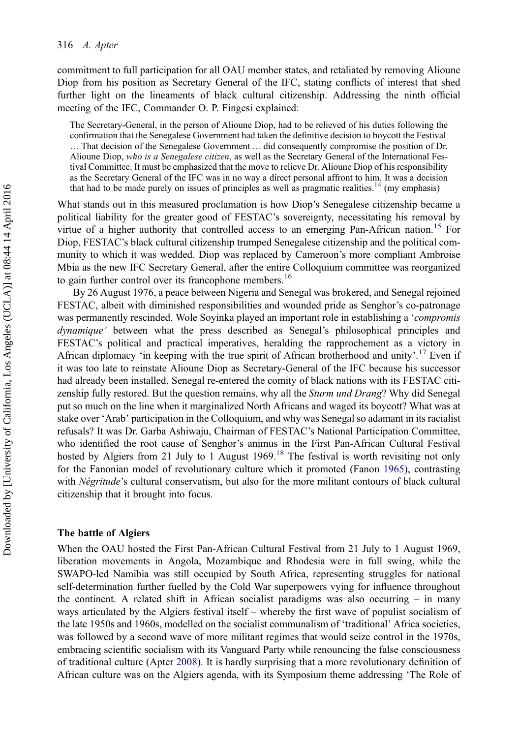commitment to full participation for all OAU member states, and retaliated by removing Alioune Diop from his position as Secretary General of the IFC, stating conflicts of interest that shed further light on the lineaments of black cultural citizenship. Addressing the ninth official meeting of the IFC, Commander O. P. Fingesi explained:

> The Secretary-General, in the person of Alioune Diop, had to be relieved of his duties following the confirmation that the Senegalese Government had taken the definitive decision to boycott the Festival … That decision of the Senegalese Government … did consequently compromise the position of Dr. Alioune Diop, *who is a Senegalese citizen*, as well as the Secretary General of the International Festival Committee. It must be emphasized that the move to relieve Dr. Alioune Diop of his responsibility as the Secretary General of the IFC was in no way a direct personal affront to him. It was a decision that had to be made purely on issues of principles as well as pragmatic realities.[14] (my emphasis)

What stands out in this measured proclamation is how Diop's Senegalese citizenship became a political liability for the greater good of FESTAC's sovereignty, necessitating his removal by virtue of a higher authority that controlled access to an emerging Pan-African nation.[15] For Diop, FESTAC's black cultural citizenship trumped Senegalese citizenship and the political community to which it was wedded. Diop was replaced by Cameroon's more compliant Ambroise Mbia as the new IFC Secretary General, after the entire Colloquium committee was reorganized to gain further control over its francophone members.[16]

By 26 August 1976, a peace between Nigeria and Senegal was brokered, and Senegal rejoined FESTAC, albeit with diminished responsibilities and wounded pride as Senghor's co-patronage was permanently rescinded. Wole Soyinka played an important role in establishing a '*compromis dynamique'* between what the press described as Senegal's philosophical principles and FESTAC's political and practical imperatives, heralding the rapprochement as a victory in African diplomacy 'in keeping with the true spirit of African brotherhood and unity'.[17] Even if it was too late to reinstate Alioune Diop as Secretary-General of the IFC because his successor had already been installed, Senegal re-entered the comity of black nations with its FESTAC citizenship fully restored. But the question remains, why all the *Sturm und Drang*? Why did Senegal put so much on the line when it marginalized North Africans and waged its boycott? What was at stake over 'Arab' participation in the Colloquium, and why was Senegal so adamant in its racialist refusals? It was Dr. Garba Ashiwaju, Chairman of FESTAC's National Participation Committee, who identified the root cause of Senghor's animus in the First Pan-African Cultural Festival hosted by Algiers from 21 July to 1 August 1969.[18] The festival is worth revisiting not only for the Fanonian model of revolutionary culture which it promoted (Fanon 1965), contrasting with *Négritude*'s cultural conservatism, but also for the more militant contours of black cultural citizenship that it brought into focus.

## The battle of Algiers

When the OAU hosted the First Pan-African Cultural Festival from 21 July to 1 August 1969, liberation movements in Angola, Mozambique and Rhodesia were in full swing, while the SWAPO-led Namibia was still occupied by South Africa, representing struggles for national self-determination further fuelled by the Cold War superpowers vying for influence throughout the continent. A related shift in African socialist paradigms was also occurring – in many ways articulated by the Algiers festival itself – whereby the first wave of populist socialism of the late 1950s and 1960s, modelled on the socialist communalism of 'traditional' Africa societies, was followed by a second wave of more militant regimes that would seize control in the 1970s, embracing scientific socialism with its Vanguard Party while renouncing the false consciousness of traditional culture (Apter 2008). It is hardly surprising that a more revolutionary definition of African culture was on the Algiers agenda, with its Symposium theme addressing 'The Role of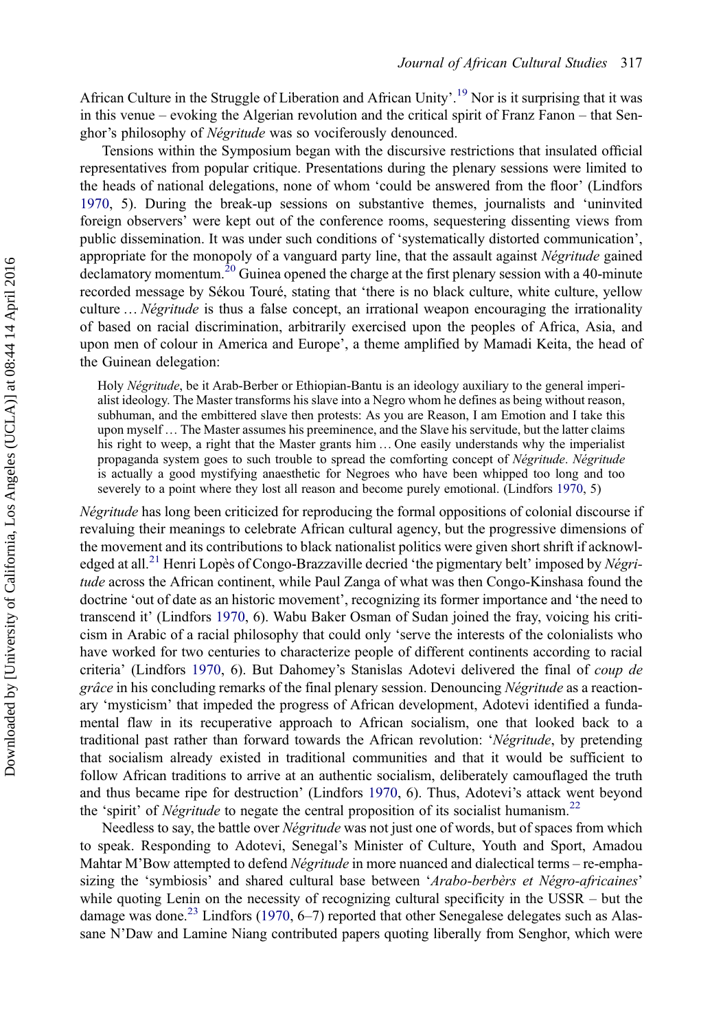African Culture in the Struggle of Liberation and African Unity'.[19] Nor is it surprising that it was in this venue – evoking the Algerian revolution and the critical spirit of Franz Fanon – that Senghor's philosophy of *Négritude* was so vociferously denounced.

Tensions within the Symposium began with the discursive restrictions that insulated official representatives from popular critique. Presentations during the plenary sessions were limited to the heads of national delegations, none of whom 'could be answered from the floor' (Lindfors 1970, 5). During the break-up sessions on substantive themes, journalists and 'uninvited foreign observers' were kept out of the conference rooms, sequestering dissenting views from public dissemination. It was under such conditions of 'systematically distorted communication', appropriate for the monopoly of a vanguard party line, that the assault against *Négritude* gained declamatory momentum.[20] Guinea opened the charge at the first plenary session with a 40-minute recorded message by Sékou Touré, stating that 'there is no black culture, white culture, yellow culture … *Négritude* is thus a false concept, an irrational weapon encouraging the irrationality of based on racial discrimination, arbitrarily exercised upon the peoples of Africa, Asia, and upon men of colour in America and Europe', a theme amplified by Mamadi Keita, the head of the Guinean delegation:

> Holy *Négritude*, be it Arab-Berber or Ethiopian-Bantu is an ideology auxiliary to the general imperialist ideology. The Master transforms his slave into a Negro whom he defines as being without reason, subhuman, and the embittered slave then protests: As you are Reason, I am Emotion and I take this upon myself … The Master assumes his preeminence, and the Slave his servitude, but the latter claims his right to weep, a right that the Master grants him … One easily understands why the imperialist propaganda system goes to such trouble to spread the comforting concept of *Négritude*. *Négritude* is actually a good mystifying anaesthetic for Negroes who have been whipped too long and too severely to a point where they lost all reason and become purely emotional. (Lindfors 1970, 5)

*Négritude* has long been criticized for reproducing the formal oppositions of colonial discourse if revaluing their meanings to celebrate African cultural agency, but the progressive dimensions of the movement and its contributions to black nationalist politics were given short shrift if acknowledged at all.[21] Henri Lopès of Congo-Brazzaville decried 'the pigmentary belt' imposed by *Négritude* across the African continent, while Paul Zanga of what was then Congo-Kinshasa found the doctrine 'out of date as an historic movement', recognizing its former importance and 'the need to transcend it' (Lindfors 1970, 6). Wabu Baker Osman of Sudan joined the fray, voicing his criticism in Arabic of a racial philosophy that could only 'serve the interests of the colonialists who have worked for two centuries to characterize people of different continents according to racial criteria' (Lindfors 1970, 6). But Dahomey's Stanislas Adotevi delivered the final of *coup de grâce* in his concluding remarks of the final plenary session. Denouncing *Négritude* as a reactionary 'mysticism' that impeded the progress of African development, Adotevi identified a fundamental flaw in its recuperative approach to African socialism, one that looked back to a traditional past rather than forward towards the African revolution: '*Négritude*, by pretending that socialism already existed in traditional communities and that it would be sufficient to follow African traditions to arrive at an authentic socialism, deliberately camouflaged the truth and thus became ripe for destruction' (Lindfors 1970, 6). Thus, Adotevi's attack went beyond the 'spirit' of *Négritude* to negate the central proposition of its socialist humanism.[22]

Needless to say, the battle over *Négritude* was not just one of words, but of spaces from which to speak. Responding to Adotevi, Senegal's Minister of Culture, Youth and Sport, Amadou Mahtar M'Bow attempted to defend *Négritude* in more nuanced and dialectical terms – re-emphasizing the 'symbiosis' and shared cultural base between '*Arabo-berbèrs et Négro-africaines*' while quoting Lenin on the necessity of recognizing cultural specificity in the USSR – but the damage was done.[23] Lindfors (1970, 6–7) reported that other Senegalese delegates such as Alassane N'Daw and Lamine Niang contributed papers quoting liberally from Senghor, which were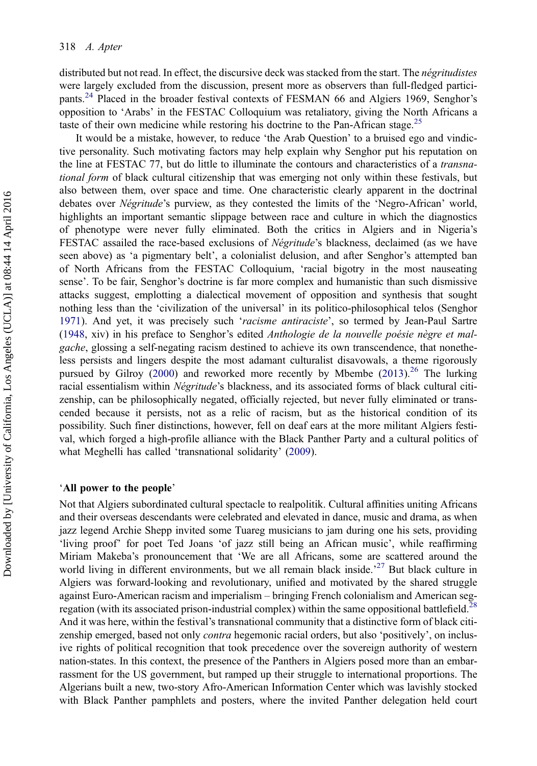distributed but not read. In effect, the discursive deck was stacked from the start. The *négritudistes* were largely excluded from the discussion, present more as observers than full-fledged participants.[24] Placed in the broader festival contexts of FESMAN 66 and Algiers 1969, Senghor's opposition to 'Arabs' in the FESTAC Colloquium was retaliatory, giving the North Africans a taste of their own medicine while restoring his doctrine to the Pan-African stage.[25]

It would be a mistake, however, to reduce 'the Arab Question' to a bruised ego and vindictive personality. Such motivating factors may help explain why Senghor put his reputation on the line at FESTAC 77, but do little to illuminate the contours and characteristics of a *transnational form* of black cultural citizenship that was emerging not only within these festivals, but also between them, over space and time. One characteristic clearly apparent in the doctrinal debates over *Négritude*'s purview, as they contested the limits of the 'Negro-African' world, highlights an important semantic slippage between race and culture in which the diagnostics of phenotype were never fully eliminated. Both the critics in Algiers and in Nigeria's FESTAC assailed the race-based exclusions of *Négritude*'s blackness, declaimed (as we have seen above) as 'a pigmentary belt', a colonialist delusion, and after Senghor's attempted ban of North Africans from the FESTAC Colloquium, 'racial bigotry in the most nauseating sense'. To be fair, Senghor's doctrine is far more complex and humanistic than such dismissive attacks suggest, emplotting a dialectical movement of opposition and synthesis that sought nothing less than the 'civilization of the universal' in its politico-philosophical telos (Senghor 1971). And yet, it was precisely such '*racisme antiraciste*', so termed by Jean-Paul Sartre (1948, xiv) in his preface to Senghor's edited *Anthologie de la nouvelle poésie nègre et malgache*, glossing a self-negating racism destined to achieve its own transcendence, that nonetheless persists and lingers despite the most adamant culturalist disavowals, a theme rigorously pursued by Gilroy (2000) and reworked more recently by Mbembe (2013).[26] The lurking racial essentialism within *Négritude*'s blackness, and its associated forms of black cultural citizenship, can be philosophically negated, officially rejected, but never fully eliminated or transcended because it persists, not as a relic of racism, but as the historical condition of its possibility. Such finer distinctions, however, fell on deaf ears at the more militant Algiers festival, which forged a high-profile alliance with the Black Panther Party and a cultural politics of what Meghelli has called 'transnational solidarity' (2009).

## 'All power to the people'

Not that Algiers subordinated cultural spectacle to realpolitik. Cultural affinities uniting Africans and their overseas descendants were celebrated and elevated in dance, music and drama, as when jazz legend Archie Shepp invited some Tuareg musicians to jam during one his sets, providing 'living proof' for poet Ted Joans 'of jazz still being an African music', while reaffirming Miriam Makeba's pronouncement that 'We are all Africans, some are scattered around the world living in different environments, but we all remain black inside.'[27] But black culture in Algiers was forward-looking and revolutionary, unified and motivated by the shared struggle against Euro-American racism and imperialism – bringing French colonialism and American segregation (with its associated prison-industrial complex) within the same oppositional battlefield.[28] And it was here, within the festival's transnational community that a distinctive form of black citizenship emerged, based not only *contra* hegemonic racial orders, but also 'positively', on inclusive rights of political recognition that took precedence over the sovereign authority of western nation-states. In this context, the presence of the Panthers in Algiers posed more than an embarrassment for the US government, but ramped up their struggle to international proportions. The Algerians built a new, two-story Afro-American Information Center which was lavishly stocked with Black Panther pamphlets and posters, where the invited Panther delegation held court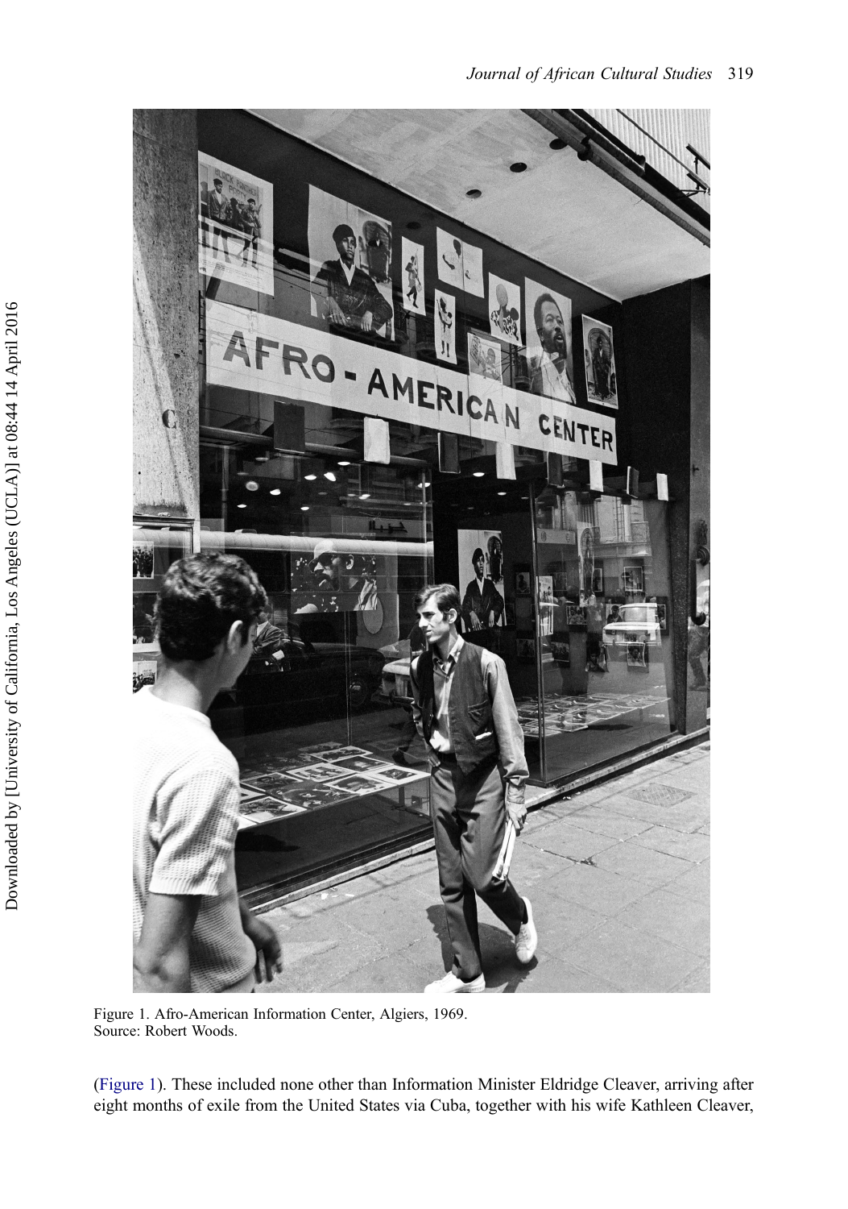Figure 1. Afro-American Information Center, Algiers, 1969.
Source: Robert Woods.

(Figure 1). These included none other than Information Minister Eldridge Cleaver, arriving after eight months of exile from the United States via Cuba, together with his wife Kathleen Cleaver,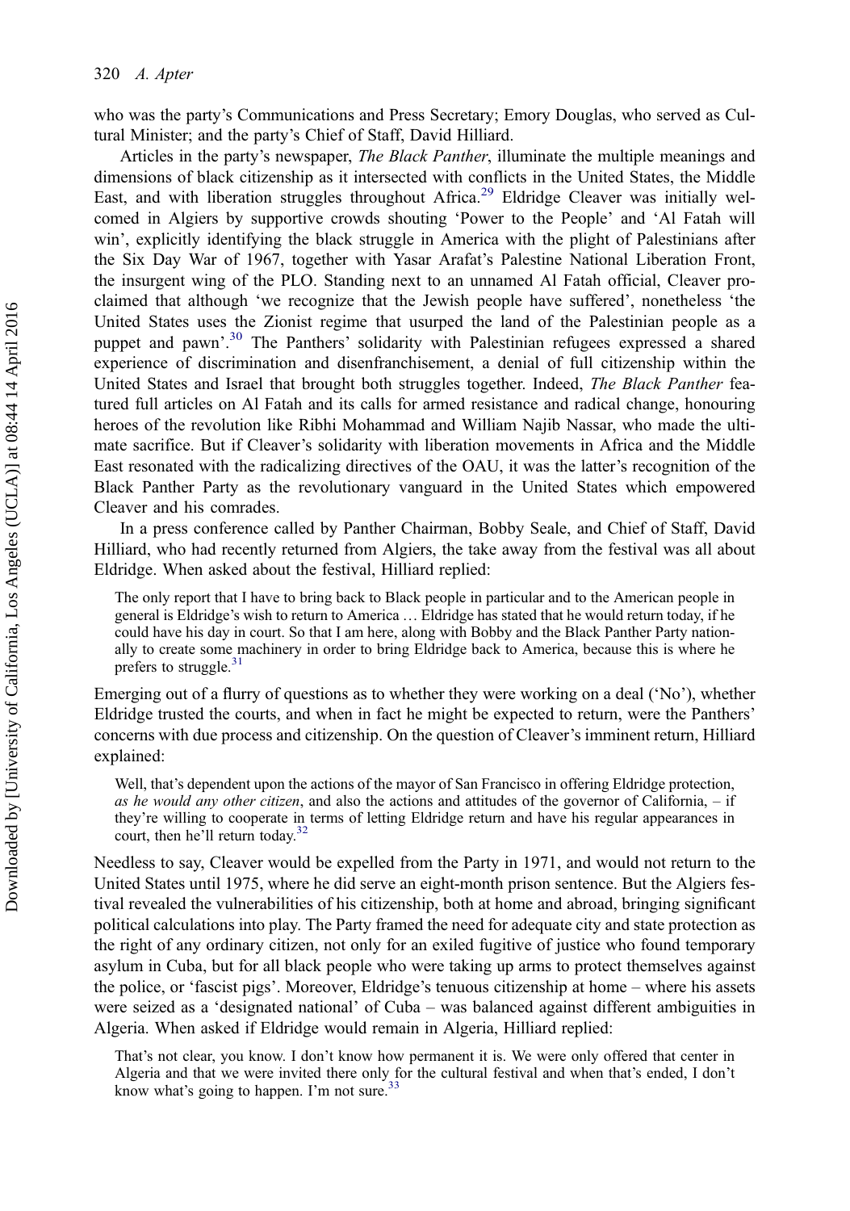who was the party's Communications and Press Secretary; Emory Douglas, who served as Cultural Minister; and the party's Chief of Staff, David Hilliard.

Articles in the party's newspaper, *The Black Panther*, illuminate the multiple meanings and dimensions of black citizenship as it intersected with conflicts in the United States, the Middle East, and with liberation struggles throughout Africa.[29] Eldridge Cleaver was initially welcomed in Algiers by supportive crowds shouting 'Power to the People' and 'Al Fatah will win', explicitly identifying the black struggle in America with the plight of Palestinians after the Six Day War of 1967, together with Yasar Arafat's Palestine National Liberation Front, the insurgent wing of the PLO. Standing next to an unnamed Al Fatah official, Cleaver proclaimed that although 'we recognize that the Jewish people have suffered', nonetheless 'the United States uses the Zionist regime that usurped the land of the Palestinian people as a puppet and pawn'.[30] The Panthers' solidarity with Palestinian refugees expressed a shared experience of discrimination and disenfranchisement, a denial of full citizenship within the United States and Israel that brought both struggles together. Indeed, *The Black Panther* featured full articles on Al Fatah and its calls for armed resistance and radical change, honouring heroes of the revolution like Ribhi Mohammad and William Najib Nassar, who made the ultimate sacrifice. But if Cleaver's solidarity with liberation movements in Africa and the Middle East resonated with the radicalizing directives of the OAU, it was the latter's recognition of the Black Panther Party as the revolutionary vanguard in the United States which empowered Cleaver and his comrades.

In a press conference called by Panther Chairman, Bobby Seale, and Chief of Staff, David Hilliard, who had recently returned from Algiers, the take away from the festival was all about Eldridge. When asked about the festival, Hilliard replied:

> The only report that I have to bring back to Black people in particular and to the American people in general is Eldridge's wish to return to America … Eldridge has stated that he would return today, if he could have his day in court. So that I am here, along with Bobby and the Black Panther Party nationally to create some machinery in order to bring Eldridge back to America, because this is where he prefers to struggle.[31]

Emerging out of a flurry of questions as to whether they were working on a deal ('No'), whether Eldridge trusted the courts, and when in fact he might be expected to return, were the Panthers' concerns with due process and citizenship. On the question of Cleaver's imminent return, Hilliard explained:

> Well, that's dependent upon the actions of the mayor of San Francisco in offering Eldridge protection, *as he would any other citizen*, and also the actions and attitudes of the governor of California, – if they're willing to cooperate in terms of letting Eldridge return and have his regular appearances in court, then he'll return today.[32]

Needless to say, Cleaver would be expelled from the Party in 1971, and would not return to the United States until 1975, where he did serve an eight-month prison sentence. But the Algiers festival revealed the vulnerabilities of his citizenship, both at home and abroad, bringing significant political calculations into play. The Party framed the need for adequate city and state protection as the right of any ordinary citizen, not only for an exiled fugitive of justice who found temporary asylum in Cuba, but for all black people who were taking up arms to protect themselves against the police, or 'fascist pigs'. Moreover, Eldridge's tenuous citizenship at home – where his assets were seized as a 'designated national' of Cuba – was balanced against different ambiguities in Algeria. When asked if Eldridge would remain in Algeria, Hilliard replied:

> That's not clear, you know. I don't know how permanent it is. We were only offered that center in Algeria and that we were invited there only for the cultural festival and when that's ended, I don't know what's going to happen. I'm not sure.[33]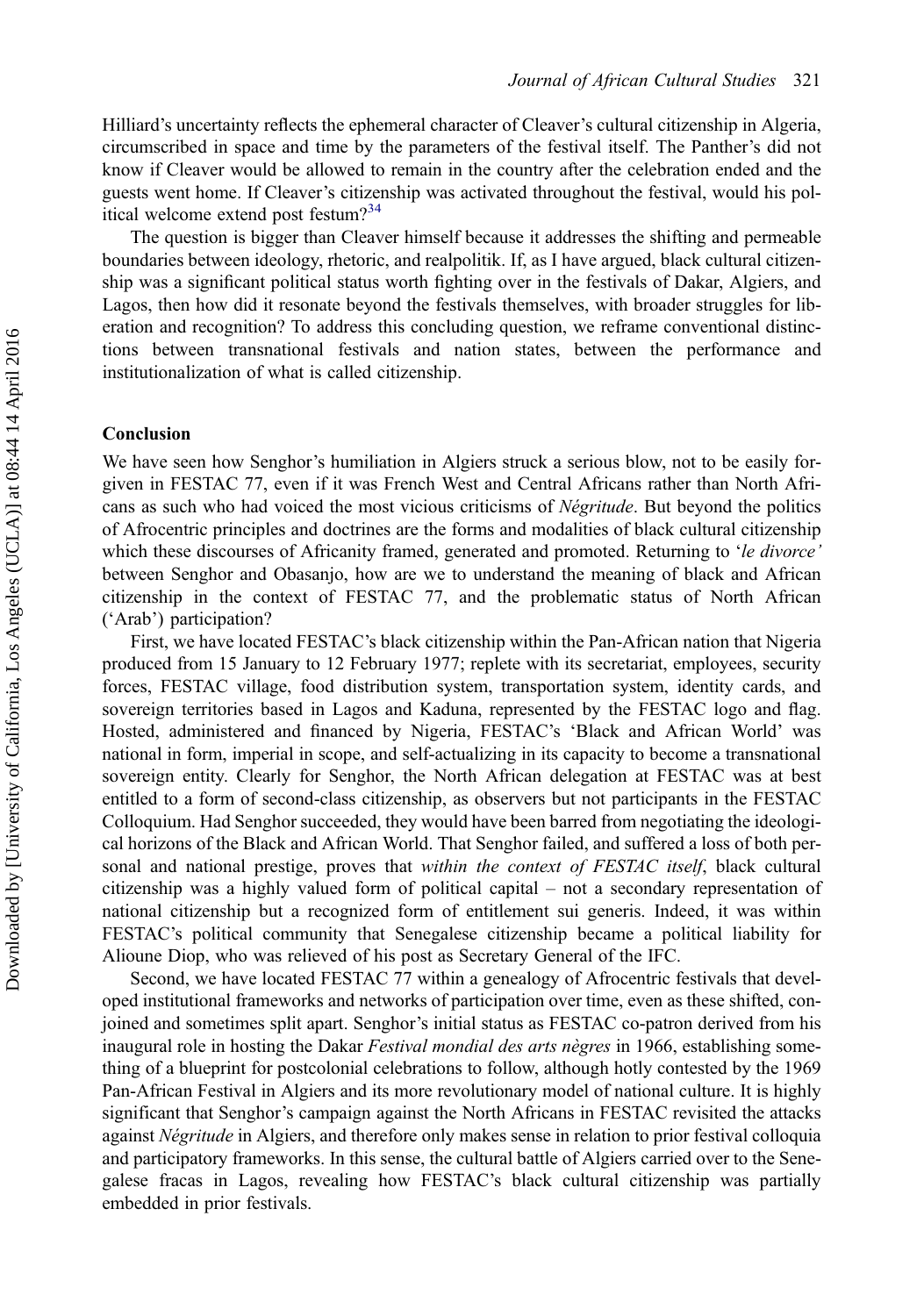Hilliard's uncertainty reflects the ephemeral character of Cleaver's cultural citizenship in Algeria, circumscribed in space and time by the parameters of the festival itself. The Panther's did not know if Cleaver would be allowed to remain in the country after the celebration ended and the guests went home. If Cleaver's citizenship was activated throughout the festival, would his political welcome extend post festum?[34]

The question is bigger than Cleaver himself because it addresses the shifting and permeable boundaries between ideology, rhetoric, and realpolitik. If, as I have argued, black cultural citizenship was a significant political status worth fighting over in the festivals of Dakar, Algiers, and Lagos, then how did it resonate beyond the festivals themselves, with broader struggles for liberation and recognition? To address this concluding question, we reframe conventional distinctions between transnational festivals and nation states, between the performance and institutionalization of what is called citizenship.

## Conclusion

We have seen how Senghor's humiliation in Algiers struck a serious blow, not to be easily forgiven in FESTAC 77, even if it was French West and Central Africans rather than North Africans as such who had voiced the most vicious criticisms of *Négritude*. But beyond the politics of Afrocentric principles and doctrines are the forms and modalities of black cultural citizenship which these discourses of Africanity framed, generated and promoted. Returning to '*le divorce*' between Senghor and Obasanjo, how are we to understand the meaning of black and African citizenship in the context of FESTAC 77, and the problematic status of North African ('Arab') participation?

First, we have located FESTAC's black citizenship within the Pan-African nation that Nigeria produced from 15 January to 12 February 1977; replete with its secretariat, employees, security forces, FESTAC village, food distribution system, transportation system, identity cards, and sovereign territories based in Lagos and Kaduna, represented by the FESTAC logo and flag. Hosted, administered and financed by Nigeria, FESTAC's 'Black and African World' was national in form, imperial in scope, and self-actualizing in its capacity to become a transnational sovereign entity. Clearly for Senghor, the North African delegation at FESTAC was at best entitled to a form of second-class citizenship, as observers but not participants in the FESTAC Colloquium. Had Senghor succeeded, they would have been barred from negotiating the ideological horizons of the Black and African World. That Senghor failed, and suffered a loss of both personal and national prestige, proves that *within the context of FESTAC itself*, black cultural citizenship was a highly valued form of political capital – not a secondary representation of national citizenship but a recognized form of entitlement sui generis. Indeed, it was within FESTAC's political community that Senegalese citizenship became a political liability for Alioune Diop, who was relieved of his post as Secretary General of the IFC.

Second, we have located FESTAC 77 within a genealogy of Afrocentric festivals that developed institutional frameworks and networks of participation over time, even as these shifted, conjoined and sometimes split apart. Senghor's initial status as FESTAC co-patron derived from his inaugural role in hosting the Dakar *Festival mondial des arts nègres* in 1966, establishing something of a blueprint for postcolonial celebrations to follow, although hotly contested by the 1969 Pan-African Festival in Algiers and its more revolutionary model of national culture. It is highly significant that Senghor's campaign against the North Africans in FESTAC revisited the attacks against *Négritude* in Algiers, and therefore only makes sense in relation to prior festival colloquia and participatory frameworks. In this sense, the cultural battle of Algiers carried over to the Senegalese fracas in Lagos, revealing how FESTAC's black cultural citizenship was partially embedded in prior festivals.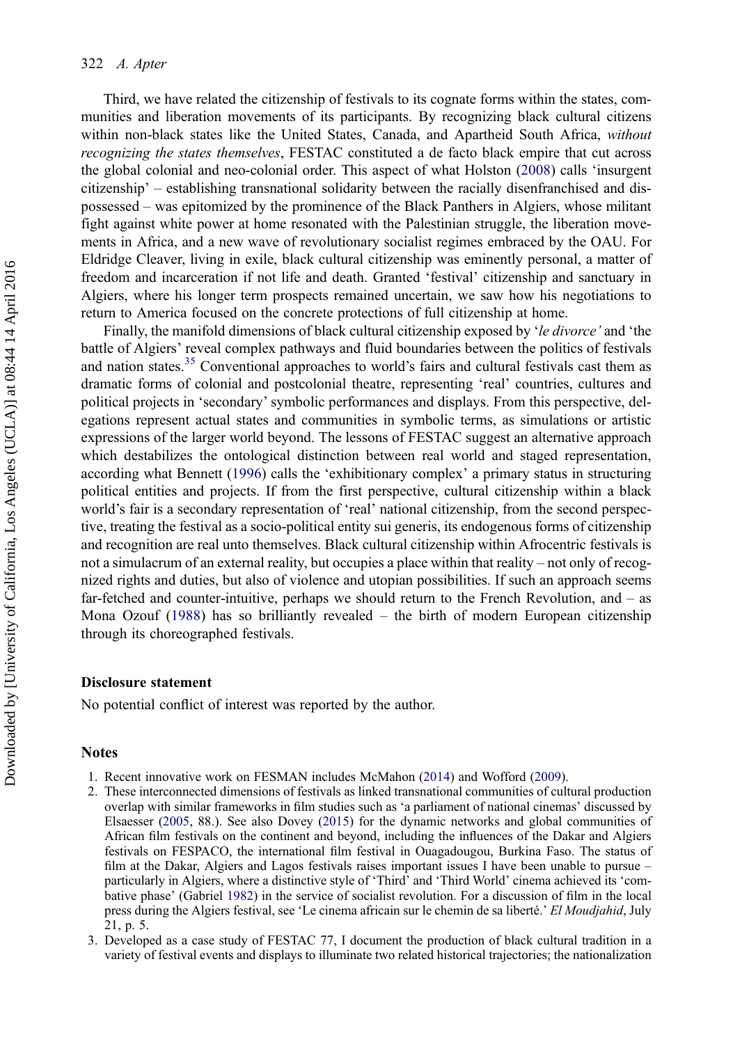Third, we have related the citizenship of festivals to its cognate forms within the states, communities and liberation movements of its participants. By recognizing black cultural citizens within non-black states like the United States, Canada, and Apartheid South Africa, *without recognizing the states themselves*, FESTAC constituted a de facto black empire that cut across the global colonial and neo-colonial order. This aspect of what Holston (2008) calls 'insurgent citizenship' – establishing transnational solidarity between the racially disenfranchised and dispossessed – was epitomized by the prominence of the Black Panthers in Algiers, whose militant fight against white power at home resonated with the Palestinian struggle, the liberation movements in Africa, and a new wave of revolutionary socialist regimes embraced by the OAU. For Eldridge Cleaver, living in exile, black cultural citizenship was eminently personal, a matter of freedom and incarceration if not life and death. Granted 'festival' citizenship and sanctuary in Algiers, where his longer term prospects remained uncertain, we saw how his negotiations to return to America focused on the concrete protections of full citizenship at home.

Finally, the manifold dimensions of black cultural citizenship exposed by '*le divorce'* and 'the battle of Algiers' reveal complex pathways and fluid boundaries between the politics of festivals and nation states.[35] Conventional approaches to world's fairs and cultural festivals cast them as dramatic forms of colonial and postcolonial theatre, representing 'real' countries, cultures and political projects in 'secondary' symbolic performances and displays. From this perspective, delegations represent actual states and communities in symbolic terms, as simulations or artistic expressions of the larger world beyond. The lessons of FESTAC suggest an alternative approach which destabilizes the ontological distinction between real world and staged representation, according what Bennett (1996) calls the 'exhibitionary complex' a primary status in structuring political entities and projects. If from the first perspective, cultural citizenship within a black world's fair is a secondary representation of 'real' national citizenship, from the second perspective, treating the festival as a socio-political entity sui generis, its endogenous forms of citizenship and recognition are real unto themselves. Black cultural citizenship within Afrocentric festivals is not a simulacrum of an external reality, but occupies a place within that reality – not only of recognized rights and duties, but also of violence and utopian possibilities. If such an approach seems far-fetched and counter-intuitive, perhaps we should return to the French Revolution, and – as Mona Ozouf (1988) has so brilliantly revealed – the birth of modern European citizenship through its choreographed festivals.

## Disclosure statement

No potential conflict of interest was reported by the author.

## Notes

1. Recent innovative work on FESMAN includes McMahon (2014) and Wofford (2009).
2. These interconnected dimensions of festivals as linked transnational communities of cultural production overlap with similar frameworks in film studies such as 'a parliament of national cinemas' discussed by Elsaesser (2005, 88.). See also Dovey (2015) for the dynamic networks and global communities of African film festivals on the continent and beyond, including the influences of the Dakar and Algiers festivals on FESPACO, the international film festival in Ouagadougou, Burkina Faso. The status of film at the Dakar, Algiers and Lagos festivals raises important issues I have been unable to pursue – particularly in Algiers, where a distinctive style of 'Third' and 'Third World' cinema achieved its 'combative phase' (Gabriel 1982) in the service of socialist revolution. For a discussion of film in the local press during the Algiers festival, see 'Le cinema africain sur le chemin de sa liberté.' *El Moudjahid*, July 21, p. 5.
3. Developed as a case study of FESTAC 77, I document the production of black cultural tradition in a variety of festival events and displays to illuminate two related historical trajectories; the nationalization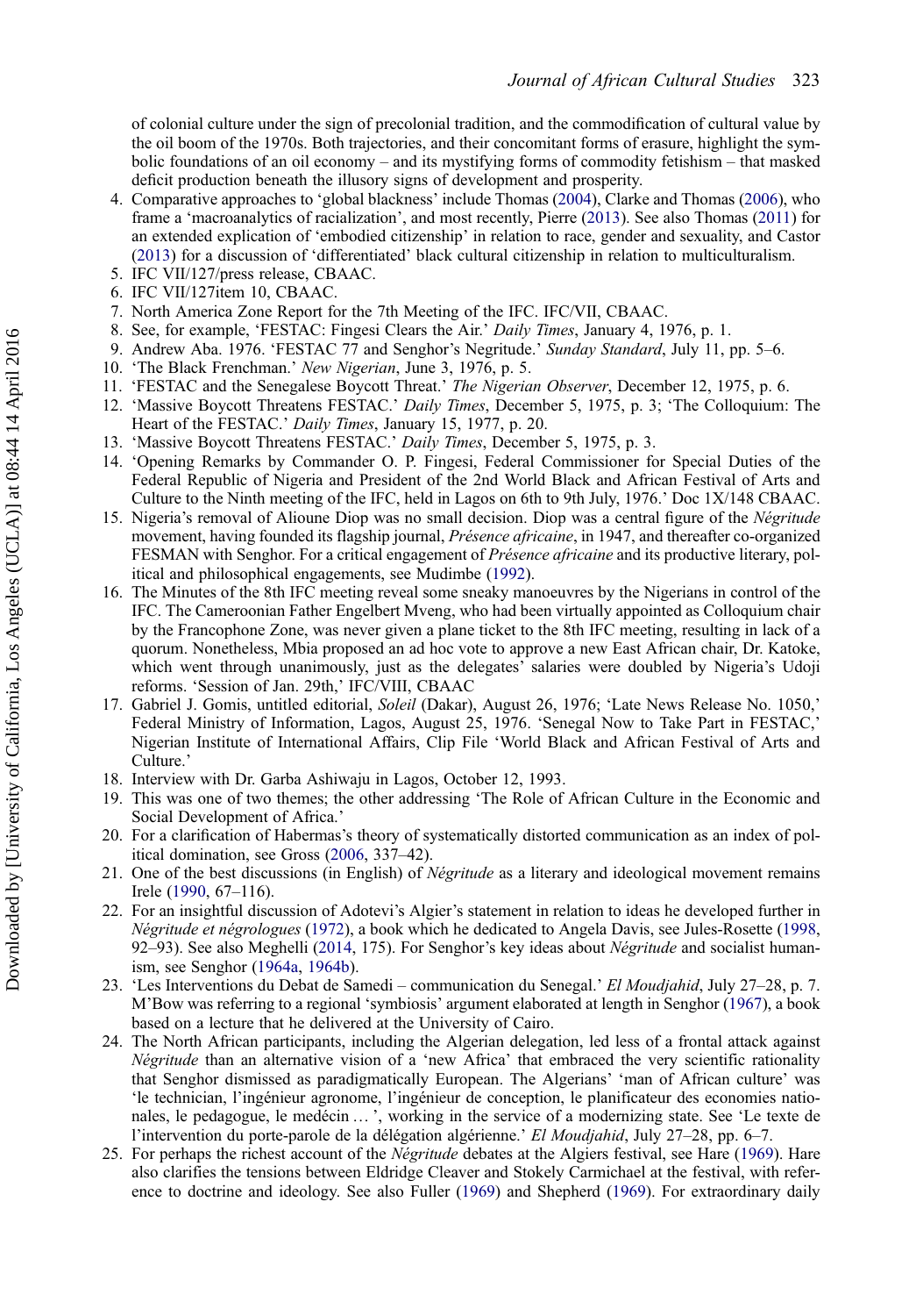of colonial culture under the sign of precolonial tradition, and the commodification of cultural value by the oil boom of the 1970s. Both trajectories, and their concomitant forms of erasure, highlight the symbolic foundations of an oil economy – and its mystifying forms of commodity fetishism – that masked deficit production beneath the illusory signs of development and prosperity.

4. Comparative approaches to 'global blackness' include Thomas (2004), Clarke and Thomas (2006), who frame a 'macroanalytics of racialization', and most recently, Pierre (2013). See also Thomas (2011) for an extended explication of 'embodied citizenship' in relation to race, gender and sexuality, and Castor (2013) for a discussion of 'differentiated' black cultural citizenship in relation to multiculturalism.
5. IFC VII/127/press release, CBAAC.
6. IFC VII/127item 10, CBAAC.
7. North America Zone Report for the 7th Meeting of the IFC. IFC/VII, CBAAC.
8. See, for example, 'FESTAC: Fingesi Clears the Air.' *Daily Times*, January 4, 1976, p. 1.
9. Andrew Aba. 1976. 'FESTAC 77 and Senghor's Negritude.' *Sunday Standard*, July 11, pp. 5–6.
10. 'The Black Frenchman.' *New Nigerian*, June 3, 1976, p. 5.
11. 'FESTAC and the Senegalese Boycott Threat.' *The Nigerian Observer*, December 12, 1975, p. 6.
12. 'Massive Boycott Threatens FESTAC.' *Daily Times*, December 5, 1975, p. 3; 'The Colloquium: The Heart of the FESTAC.' *Daily Times*, January 15, 1977, p. 20.
13. 'Massive Boycott Threatens FESTAC.' *Daily Times*, December 5, 1975, p. 3.
14. 'Opening Remarks by Commander O. P. Fingesi, Federal Commissioner for Special Duties of the Federal Republic of Nigeria and President of the 2nd World Black and African Festival of Arts and Culture to the Ninth meeting of the IFC, held in Lagos on 6th to 9th July, 1976.' Doc 1X/148 CBAAC.
15. Nigeria's removal of Alioune Diop was no small decision. Diop was a central figure of the *Négritude* movement, having founded its flagship journal, *Présence africaine*, in 1947, and thereafter co-organized FESMAN with Senghor. For a critical engagement of *Présence africaine* and its productive literary, political and philosophical engagements, see Mudimbe (1992).
16. The Minutes of the 8th IFC meeting reveal some sneaky manoeuvres by the Nigerians in control of the IFC. The Cameroonian Father Engelbert Mveng, who had been virtually appointed as Colloquium chair by the Francophone Zone, was never given a plane ticket to the 8th IFC meeting, resulting in lack of a quorum. Nonetheless, Mbia proposed an ad hoc vote to approve a new East African chair, Dr. Katoke, which went through unanimously, just as the delegates' salaries were doubled by Nigeria's Udoji reforms. 'Session of Jan. 29th,' IFC/VIII, CBAAC
17. Gabriel J. Gomis, untitled editorial, *Soleil* (Dakar), August 26, 1976; 'Late News Release No. 1050,' Federal Ministry of Information, Lagos, August 25, 1976. 'Senegal Now to Take Part in FESTAC,' Nigerian Institute of International Affairs, Clip File 'World Black and African Festival of Arts and Culture.'
18. Interview with Dr. Garba Ashiwaju in Lagos, October 12, 1993.
19. This was one of two themes; the other addressing 'The Role of African Culture in the Economic and Social Development of Africa.'
20. For a clarification of Habermas's theory of systematically distorted communication as an index of political domination, see Gross (2006, 337–42).
21. One of the best discussions (in English) of *Négritude* as a literary and ideological movement remains Irele (1990, 67–116).
22. For an insightful discussion of Adotevi's Algier's statement in relation to ideas he developed further in *Négritude et négrologues* (1972), a book which he dedicated to Angela Davis, see Jules-Rosette (1998, 92–93). See also Meghelli (2014, 175). For Senghor's key ideas about *Négritude* and socialist humanism, see Senghor (1964a, 1964b).
23. 'Les Interventions du Debat de Samedi – communication du Senegal.' *El Moudjahid*, July 27–28, p. 7. M'Bow was referring to a regional 'symbiosis' argument elaborated at length in Senghor (1967), a book based on a lecture that he delivered at the University of Cairo.
24. The North African participants, including the Algerian delegation, led less of a frontal attack against *Négritude* than an alternative vision of a 'new Africa' that embraced the very scientific rationality that Senghor dismissed as paradigmatically European. The Algerians' 'man of African culture' was 'le technicien, l'ingénieur agronome, l'ingénieur de conception, le planificateur des economies nationales, le pedagogue, le medécin … ', working in the service of a modernizing state. See 'Le texte de l'intervention du porte-parole de la délégation algérienne.' *El Moudjahid*, July 27–28, pp. 6–7.
25. For perhaps the richest account of the *Négritude* debates at the Algiers festival, see Hare (1969). Hare also clarifies the tensions between Eldridge Cleaver and Stokely Carmichael at the festival, with reference to doctrine and ideology. See also Fuller (1969) and Shepherd (1969). For extraordinary daily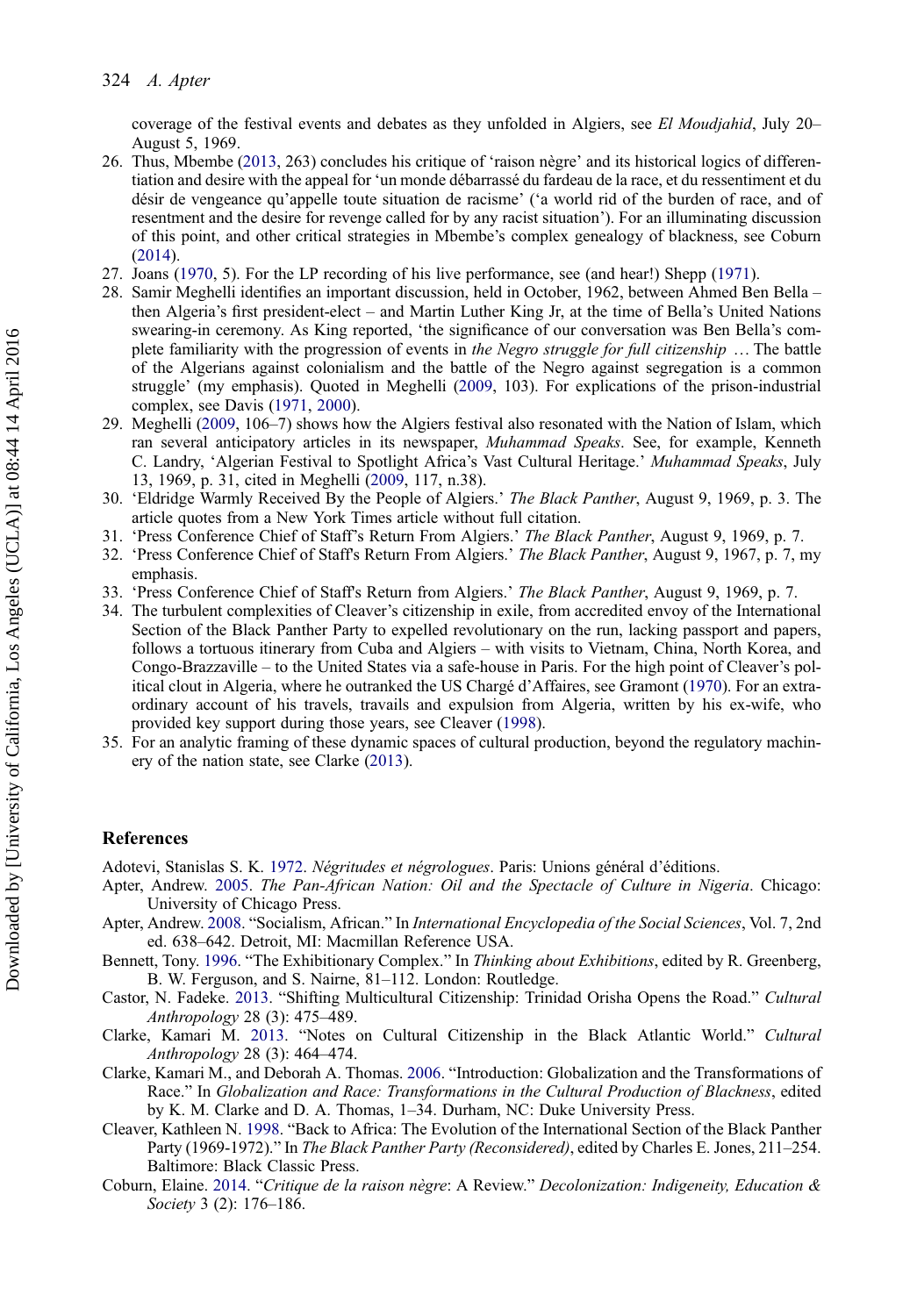coverage of the festival events and debates as they unfolded in Algiers, see *El Moudjahid*, July 20–August 5, 1969.

26. Thus, Mbembe (2013, 263) concludes his critique of 'raison nègre' and its historical logics of differentiation and desire with the appeal for 'un monde débarrassé du fardeau de la race, et du ressentiment et du désir de vengeance qu'appelle toute situation de racisme' ('a world rid of the burden of race, and of resentment and the desire for revenge called for by any racist situation'). For an illuminating discussion of this point, and other critical strategies in Mbembe's complex genealogy of blackness, see Coburn (2014).
27. Joans (1970, 5). For the LP recording of his live performance, see (and hear!) Shepp (1971).
28. Samir Meghelli identifies an important discussion, held in October, 1962, between Ahmed Ben Bella – then Algeria's first president-elect – and Martin Luther King Jr, at the time of Bella's United Nations swearing-in ceremony. As King reported, 'the significance of our conversation was Ben Bella's complete familiarity with the progression of events in *the Negro struggle for full citizenship* … The battle of the Algerians against colonialism and the battle of the Negro against segregation is a common struggle' (my emphasis). Quoted in Meghelli (2009, 103). For explications of the prison-industrial complex, see Davis (1971, 2000).
29. Meghelli (2009, 106–7) shows how the Algiers festival also resonated with the Nation of Islam, which ran several anticipatory articles in its newspaper, *Muhammad Speaks*. See, for example, Kenneth C. Landry, 'Algerian Festival to Spotlight Africa's Vast Cultural Heritage.' *Muhammad Speaks*, July 13, 1969, p. 31, cited in Meghelli (2009, 117, n.38).
30. 'Eldridge Warmly Received By the People of Algiers.' *The Black Panther*, August 9, 1969, p. 3. The article quotes from a New York Times article without full citation.
31. 'Press Conference Chief of Staff's Return From Algiers.' *The Black Panther*, August 9, 1969, p. 7.
32. 'Press Conference Chief of Staff's Return From Algiers.' *The Black Panther*, August 9, 1967, p. 7, my emphasis.
33. 'Press Conference Chief of Staff's Return from Algiers.' *The Black Panther*, August 9, 1969, p. 7.
34. The turbulent complexities of Cleaver's citizenship in exile, from accredited envoy of the International Section of the Black Panther Party to expelled revolutionary on the run, lacking passport and papers, follows a tortuous itinerary from Cuba and Algiers – with visits to Vietnam, China, North Korea, and Congo-Brazzaville – to the United States via a safe-house in Paris. For the high point of Cleaver's political clout in Algeria, where he outranked the US Chargé d'Affaires, see Gramont (1970). For an extraordinary account of his travels, travails and expulsion from Algeria, written by his ex-wife, who provided key support during those years, see Cleaver (1998).
35. For an analytic framing of these dynamic spaces of cultural production, beyond the regulatory machinery of the nation state, see Clarke (2013).

## References

Adotevi, Stanislas S. K. 1972. *Négritudes et négrologues*. Paris: Unions général d'éditions.

Apter, Andrew. 2005. *The Pan-African Nation: Oil and the Spectacle of Culture in Nigeria*. Chicago: University of Chicago Press.

Apter, Andrew. 2008. "Socialism, African." In *International Encyclopedia of the Social Sciences*, Vol. 7, 2nd ed. 638–642. Detroit, MI: Macmillan Reference USA.

Bennett, Tony. 1996. "The Exhibitionary Complex." In *Thinking about Exhibitions*, edited by R. Greenberg, B. W. Ferguson, and S. Nairne, 81–112. London: Routledge.

Castor, N. Fadeke. 2013. "Shifting Multicultural Citizenship: Trinidad Orisha Opens the Road." *Cultural Anthropology* 28 (3): 475–489.

Clarke, Kamari M. 2013. "Notes on Cultural Citizenship in the Black Atlantic World." *Cultural Anthropology* 28 (3): 464–474.

Clarke, Kamari M., and Deborah A. Thomas. 2006. "Introduction: Globalization and the Transformations of Race." In *Globalization and Race: Transformations in the Cultural Production of Blackness*, edited by K. M. Clarke and D. A. Thomas, 1–34. Durham, NC: Duke University Press.

Cleaver, Kathleen N. 1998. "Back to Africa: The Evolution of the International Section of the Black Panther Party (1969-1972)." In *The Black Panther Party (Reconsidered)*, edited by Charles E. Jones, 211–254. Baltimore: Black Classic Press.

Coburn, Elaine. 2014. "*Critique de la raison nègre*: A Review." *Decolonization: Indigeneity, Education & Society* 3 (2): 176–186.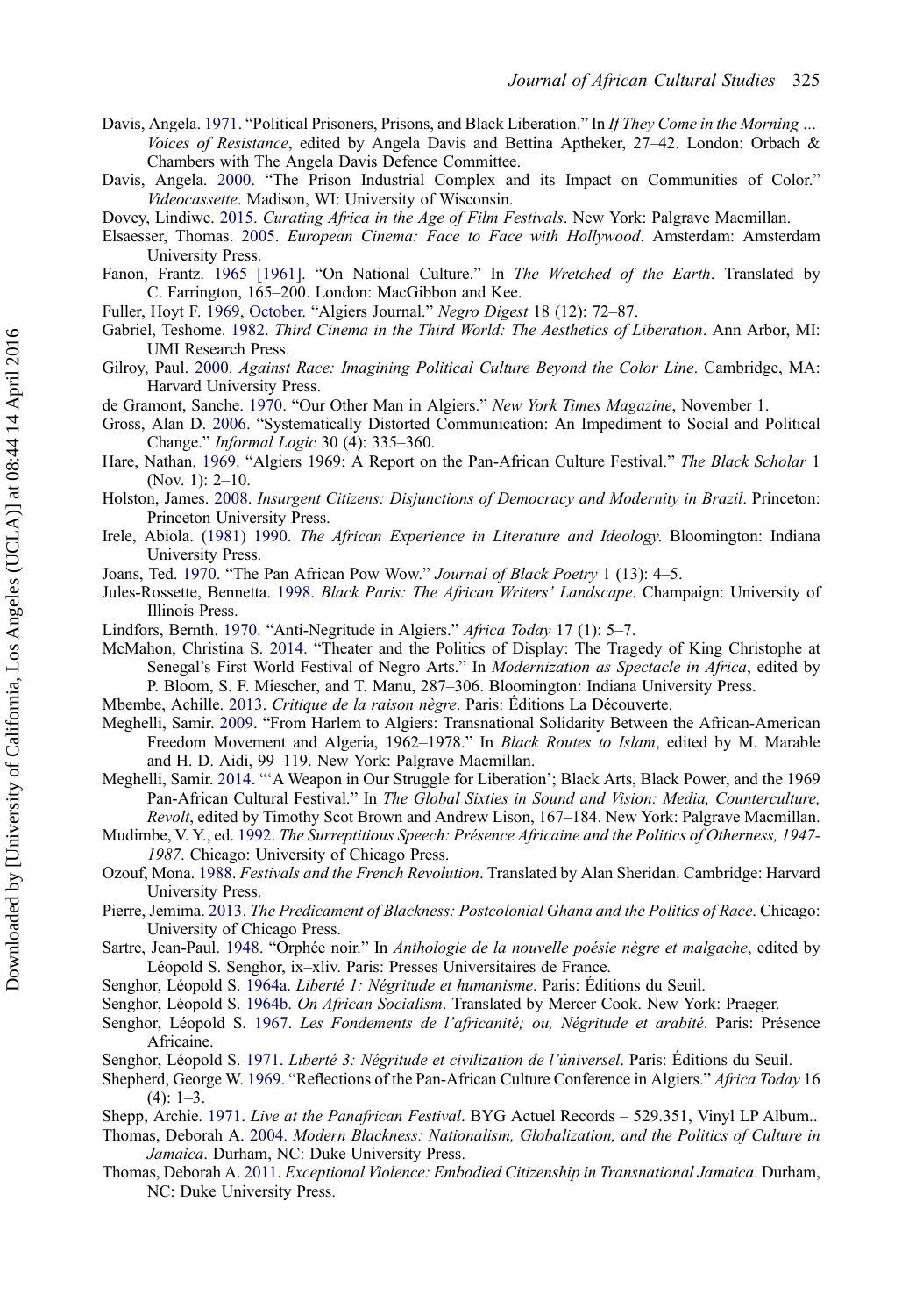Davis, Angela. 1971. “Political Prisoners, Prisons, and Black Liberation.” In *If They Come in the Morning ... Voices of Resistance*, edited by Angela Davis and Bettina Aptheker, 27–42. London: Orbach & Chambers with The Angela Davis Defence Committee.

Davis, Angela. 2000. “The Prison Industrial Complex and its Impact on Communities of Color.” *Videocassette*. Madison, WI: University of Wisconsin.

Dovey, Lindiwe. 2015. *Curating Africa in the Age of Film Festivals*. New York: Palgrave Macmillan.

Elsaesser, Thomas. 2005. *European Cinema: Face to Face with Hollywood*. Amsterdam: Amsterdam University Press.

Fanon, Frantz. 1965 [1961]. “On National Culture.” In *The Wretched of the Earth*. Translated by C. Farrington, 165–200. London: MacGibbon and Kee.

Fuller, Hoyt F. 1969, October. “Algiers Journal.” *Negro Digest* 18 (12): 72–87.

Gabriel, Teshome. 1982. *Third Cinema in the Third World: The Aesthetics of Liberation*. Ann Arbor, MI: UMI Research Press.

Gilroy, Paul. 2000. *Against Race: Imagining Political Culture Beyond the Color Line*. Cambridge, MA: Harvard University Press.

de Gramont, Sanche. 1970. “Our Other Man in Algiers.” *New York Times Magazine*, November 1.

Gross, Alan D. 2006. “Systematically Distorted Communication: An Impediment to Social and Political Change.” *Informal Logic* 30 (4): 335–360.

Hare, Nathan. 1969. “Algiers 1969: A Report on the Pan-African Culture Festival.” *The Black Scholar* 1 (Nov. 1): 2–10.

Holston, James. 2008. *Insurgent Citizens: Disjunctions of Democracy and Modernity in Brazil*. Princeton: Princeton University Press.

Irele, Abiola. (1981) 1990. *The African Experience in Literature and Ideology*. Bloomington: Indiana University Press.

Joans, Ted. 1970. “The Pan African Pow Wow.” *Journal of Black Poetry* 1 (13): 4–5.

Jules-Rossette, Bennetta. 1998. *Black Paris: The African Writers’ Landscape*. Champaign: University of Illinois Press.

Lindfors, Bernth. 1970. “Anti-Negritude in Algiers.” *Africa Today* 17 (1): 5–7.

McMahon, Christina S. 2014. “Theater and the Politics of Display: The Tragedy of King Christophe at Senegal’s First World Festival of Negro Arts.” In *Modernization as Spectacle in Africa*, edited by P. Bloom, S. F. Miescher, and T. Manu, 287–306. Bloomington: Indiana University Press.

Mbembe, Achille. 2013. *Critique de la raison nègre*. Paris: Éditions La Découverte.

Meghelli, Samir. 2009. “From Harlem to Algiers: Transnational Solidarity Between the African-American Freedom Movement and Algeria, 1962–1978.” In *Black Routes to Islam*, edited by M. Marable and H. D. Aidi, 99–119. New York: Palgrave Macmillan.

Meghelli, Samir. 2014. “‘A Weapon in Our Struggle for Liberation’; Black Arts, Black Power, and the 1969 Pan-African Cultural Festival.” In *The Global Sixties in Sound and Vision: Media, Counterculture, Revolt*, edited by Timothy Scot Brown and Andrew Lison, 167–184. New York: Palgrave Macmillan.

Mudimbe, V. Y., ed. 1992. *The Surreptitious Speech: Présence Africaine and the Politics of Otherness, 1947-1987*. Chicago: University of Chicago Press.

Ozouf, Mona. 1988. *Festivals and the French Revolution*. Translated by Alan Sheridan. Cambridge: Harvard University Press.

Pierre, Jemima. 2013. *The Predicament of Blackness: Postcolonial Ghana and the Politics of Race*. Chicago: University of Chicago Press.

Sartre, Jean-Paul. 1948. “Orphée noir.” In *Anthologie de la nouvelle poésie nègre et malgache*, edited by Léopold S. Senghor, ix–xliv. Paris: Presses Universitaires de France.

Senghor, Léopold S. 1964a. *Liberté 1: Négritude et humanisme*. Paris: Éditions du Seuil.

Senghor, Léopold S. 1964b. *On African Socialism*. Translated by Mercer Cook. New York: Praeger.

Senghor, Léopold S. 1967. *Les Fondements de l’africanité; ou, Négritude et arabité*. Paris: Présence Africaine.

Senghor, Léopold S. 1971. *Liberté 3: Négritude et civilization de l’úniversel*. Paris: Éditions du Seuil.

Shepherd, George W. 1969. “Reflections of the Pan-African Culture Conference in Algiers.” *Africa Today* 16 (4): 1–3.

Shepp, Archie. 1971. *Live at the Panafrican Festival*. BYG Actuel Records – 529.351, Vinyl LP Album..

Thomas, Deborah A. 2004. *Modern Blackness: Nationalism, Globalization, and the Politics of Culture in Jamaica*. Durham, NC: Duke University Press.

Thomas, Deborah A. 2011. *Exceptional Violence: Embodied Citizenship in Transnational Jamaica*. Durham, NC: Duke University Press.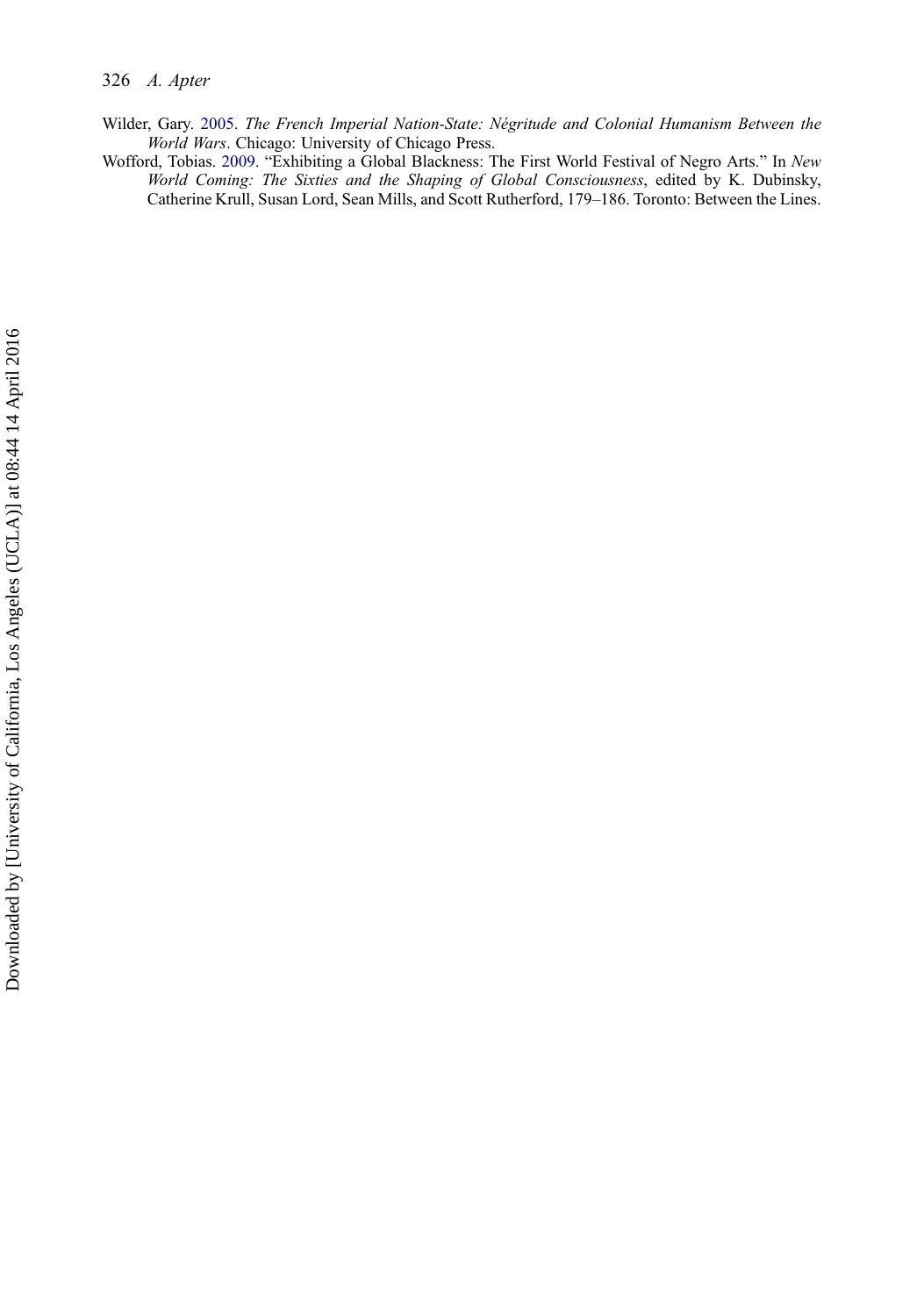Wilder, Gary. 2005. *The French Imperial Nation-State: Négritude and Colonial Humanism Between the World Wars*. Chicago: University of Chicago Press.

Wofford, Tobias. 2009. "Exhibiting a Global Blackness: The First World Festival of Negro Arts." In *New World Coming: The Sixties and the Shaping of Global Consciousness*, edited by K. Dubinsky, Catherine Krull, Susan Lord, Sean Mills, and Scott Rutherford, 179–186. Toronto: Between the Lines.